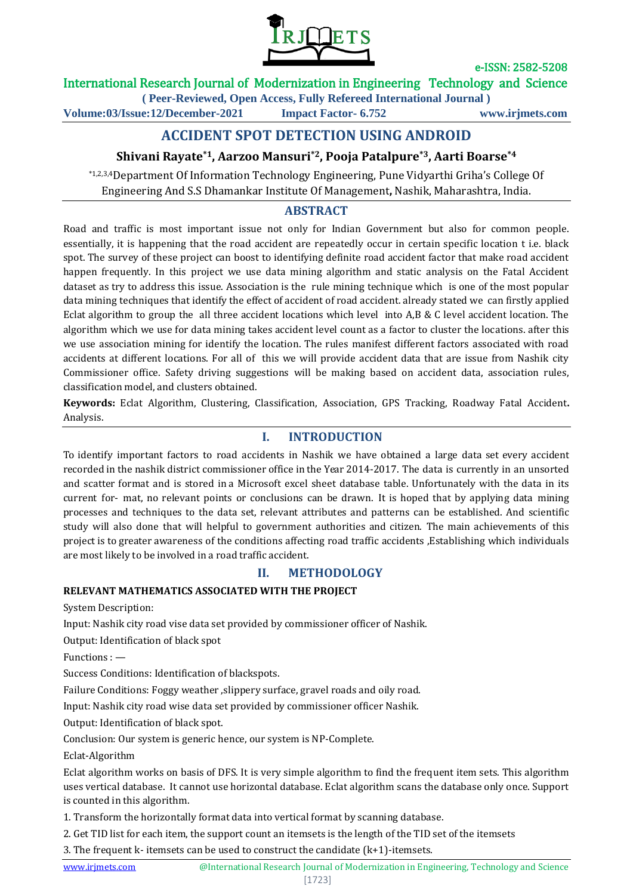# ACCIDENT SPOT DETECTION USING ANDROID

**Shivani Rayate[*1], Aarzoo Mansuri[*2], Pooja Patalpure[*3], Aarti Boarse[*4]**

[*1,2,3,4]Department Of Information Technology Engineering, Pune Vidyarthi Griha's College Of Engineering And S.S Dhamankar Institute Of Management, Nashik, Maharashtra, India.

## ABSTRACT

Road and traffic is most important issue not only for Indian Government but also for common people. essentially, it is happening that the road accident are repeatedly occur in certain specific location t i.e. black spot. The survey of these project can boost to identifying definite road accident factor that make road accident happen frequently. In this project we use data mining algorithm and static analysis on the Fatal Accident dataset as try to address this issue. Association is the rule mining technique which is one of the most popular data mining techniques that identify the effect of accident of road accident. already stated we can firstly applied Eclat algorithm to group the all three accident locations which level into A,B & C level accident location. The algorithm which we use for data mining takes accident level count as a factor to cluster the locations. after this we use association mining for identify the location. The rules manifest different factors associated with road accidents at different locations. For all of this we will provide accident data that are issue from Nashik city Commissioner office. Safety driving suggestions will be making based on accident data, association rules, classification model, and clusters obtained.

**Keywords:** Eclat Algorithm, Clustering, Classification, Association, GPS Tracking, Roadway Fatal Accident**.** Analysis.

## I. INTRODUCTION

To identify important factors to road accidents in Nashik we have obtained a large data set every accident recorded in the nashik district commissioner office in the Year 2014-2017. The data is currently in an unsorted and scatter format and is stored in a Microsoft excel sheet database table. Unfortunately with the data in its current for- mat, no relevant points or conclusions can be drawn. It is hoped that by applying data mining processes and techniques to the data set, relevant attributes and patterns can be established. And scientific study will also done that will helpful to government authorities and citizen. The main achievements of this project is to greater awareness of the conditions affecting road traffic accidents ,Establishing which individuals are most likely to be involved in a road traffic accident.

## II. METHODOLOGY

**RELEVANT MATHEMATICS ASSOCIATED WITH THE PROJECT**

System Description:

Input: Nashik city road vise data set provided by commissioner officer of Nashik.

Output: Identification of black spot

Functions : —

Success Conditions: Identification of blackspots.

Failure Conditions: Foggy weather ,slippery surface, gravel roads and oily road.

Input: Nashik city road wise data set provided by commissioner officer Nashik.

Output: Identification of black spot.

Conclusion: Our system is generic hence, our system is NP-Complete.

Eclat-Algorithm

Eclat algorithm works on basis of DFS. It is very simple algorithm to find the frequent item sets. This algorithm uses vertical database. It cannot use horizontal database. Eclat algorithm scans the database only once. Support is counted in this algorithm.

1. Transform the horizontally format data into vertical format by scanning database.
2. Get TID list for each item, the support count an itemsets is the length of the TID set of the itemsets
3. The frequent k- itemsets can be used to construct the candidate (k+1)-itemsets.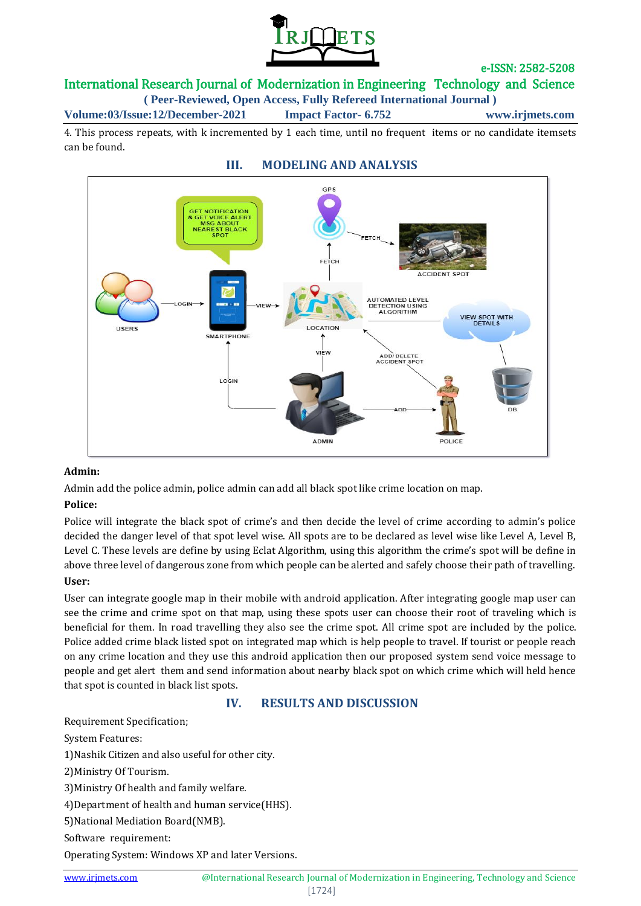4. This process repeats, with k incremented by 1 each time, until no frequent items or no candidate itemsets can be found.

## III. MODELING AND ANALYSIS

**Admin:**

Admin add the police admin, police admin can add all black spot like crime location on map.

**Police:**

Police will integrate the black spot of crime's and then decide the level of crime according to admin's police decided the danger level of that spot level wise. All spots are to be declared as level wise like Level A, Level B, Level C. These levels are define by using Eclat Algorithm, using this algorithm the crime's spot will be define in above three level of dangerous zone from which people can be alerted and safely choose their path of travelling.

**User:**

User can integrate google map in their mobile with android application. After integrating google map user can see the crime and crime spot on that map, using these spots user can choose their root of traveling which is beneficial for them. In road travelling they also see the crime spot. All crime spot are included by the police. Police added crime black listed spot on integrated map which is help people to travel. If tourist or people reach on any crime location and they use this android application then our proposed system send voice message to people and get alert them and send information about nearby black spot on which crime which will held hence that spot is counted in black list spots.

## IV. RESULTS AND DISCUSSION

Requirement Specification;

System Features:

1)Nashik Citizen and also useful for other city.

2)Ministry Of Tourism.

3)Ministry Of health and family welfare.

4)Department of health and human service(HHS).

5)National Mediation Board(NMB).

Software requirement:

Operating System: Windows XP and later Versions.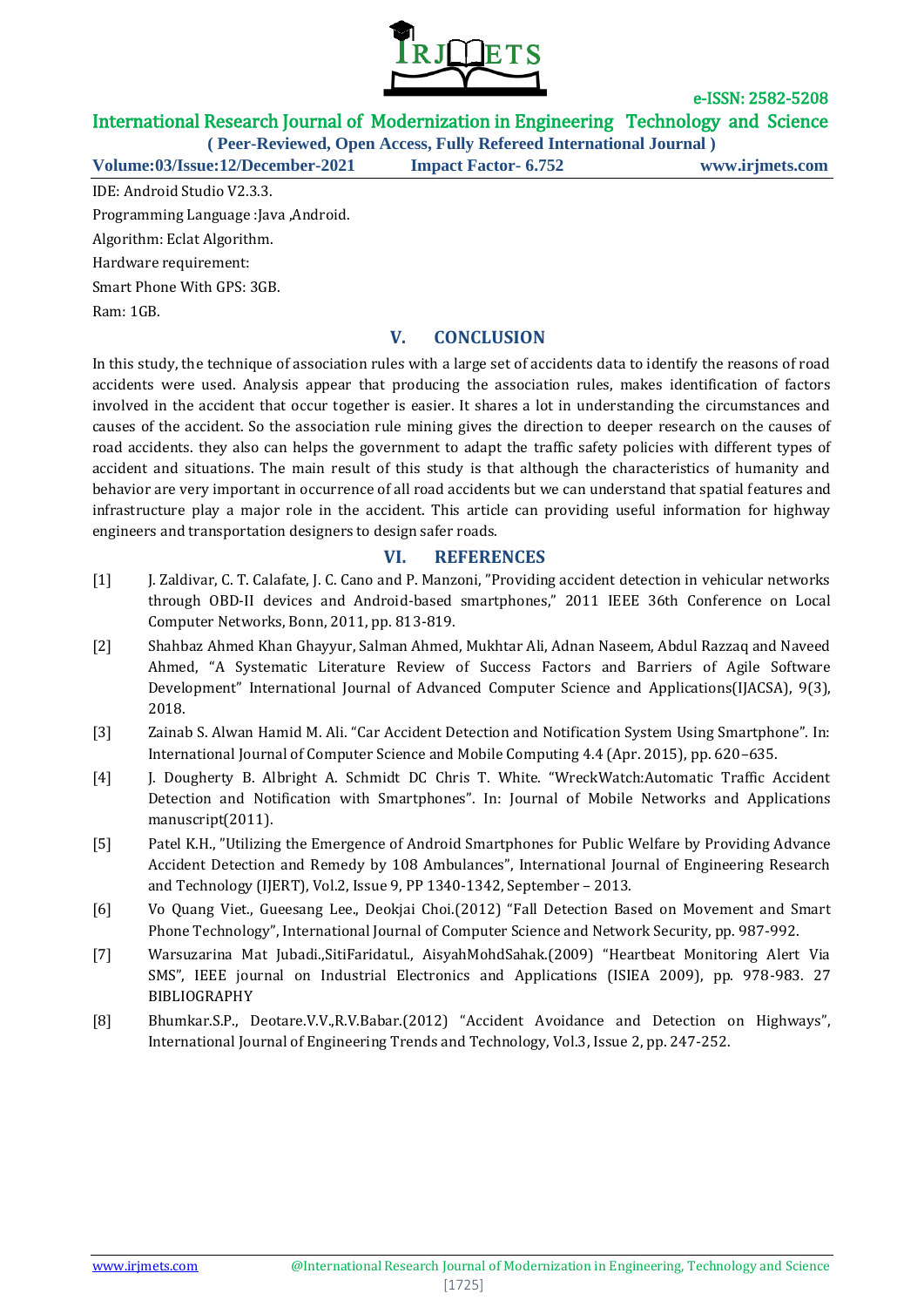IDE: Android Studio V2.3.3.

Programming Language :Java ,Android.

Algorithm: Eclat Algorithm.

Hardware requirement:

Smart Phone With GPS: 3GB.

Ram: 1GB.

## V. CONCLUSION

In this study, the technique of association rules with a large set of accidents data to identify the reasons of road accidents were used. Analysis appear that producing the association rules, makes identification of factors involved in the accident that occur together is easier. It shares a lot in understanding the circumstances and causes of the accident. So the association rule mining gives the direction to deeper research on the causes of road accidents. they also can helps the government to adapt the traffic safety policies with different types of accident and situations. The main result of this study is that although the characteristics of humanity and behavior are very important in occurrence of all road accidents but we can understand that spatial features and infrastructure play a major role in the accident. This article can providing useful information for highway engineers and transportation designers to design safer roads.

## VI. REFERENCES

[1] J. Zaldivar, C. T. Calafate, J. C. Cano and P. Manzoni, "Providing accident detection in vehicular networks through OBD-II devices and Android-based smartphones," 2011 IEEE 36th Conference on Local Computer Networks, Bonn, 2011, pp. 813-819.

[2] Shahbaz Ahmed Khan Ghayyur, Salman Ahmed, Mukhtar Ali, Adnan Naseem, Abdul Razzaq and Naveed Ahmed, "A Systematic Literature Review of Success Factors and Barriers of Agile Software Development" International Journal of Advanced Computer Science and Applications(IJACSA), 9(3), 2018.

[3] Zainab S. Alwan Hamid M. Ali. "Car Accident Detection and Notification System Using Smartphone". In: International Journal of Computer Science and Mobile Computing 4.4 (Apr. 2015), pp. 620–635.

[4] J. Dougherty B. Albright A. Schmidt DC Chris T. White. "WreckWatch:Automatic Traffic Accident Detection and Notification with Smartphones". In: Journal of Mobile Networks and Applications manuscript(2011).

[5] Patel K.H., "Utilizing the Emergence of Android Smartphones for Public Welfare by Providing Advance Accident Detection and Remedy by 108 Ambulances", International Journal of Engineering Research and Technology (IJERT), Vol.2, Issue 9, PP 1340-1342, September – 2013.

[6] Vo Quang Viet., Gueesang Lee., Deokjai Choi.(2012) "Fall Detection Based on Movement and Smart Phone Technology", International Journal of Computer Science and Network Security, pp. 987-992.

[7] Warsuzarina Mat Jubadi.,SitiFaridatul., AisyahMohdSahak.(2009) "Heartbeat Monitoring Alert Via SMS", IEEE journal on Industrial Electronics and Applications (ISIEA 2009), pp. 978-983. 27 BIBLIOGRAPHY

[8] Bhumkar.S.P., Deotare.V.V.,R.V.Babar.(2012) "Accident Avoidance and Detection on Highways", International Journal of Engineering Trends and Technology, Vol.3, Issue 2, pp. 247-252.